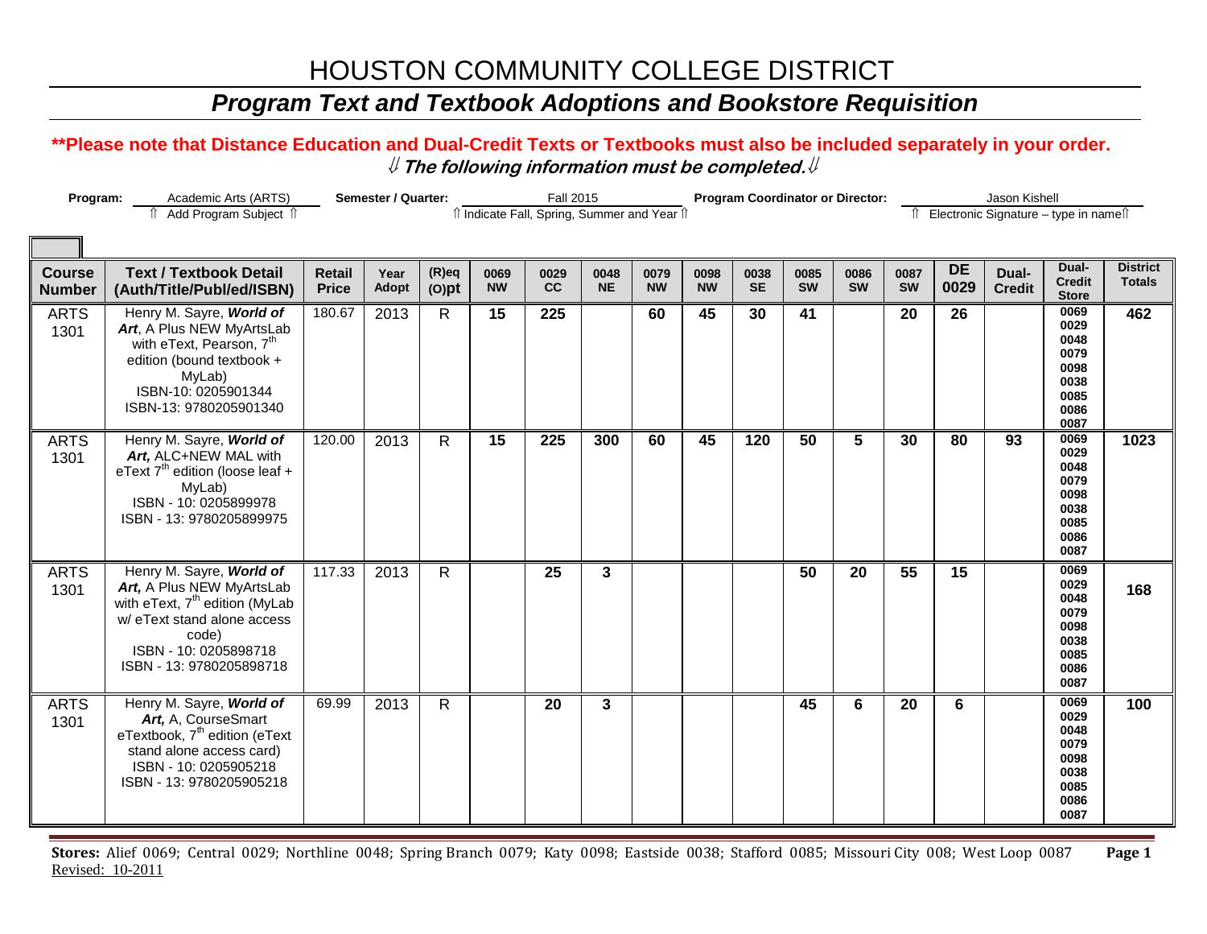# HOUSTON COMMUNITY COLLEGE DISTRICT

## *Program Text and Textbook Adoptions and Bookstore Requisition*

**\*\*Please note that Distance Education and Dual-Credit Texts or Textbooks must also be included separately in your order.**

**⇓ *The following information must be completed.* ⇓**

**Program:** Academic Arts (ARTS) ⇑ Add Program Subject ⇑ **Semester / Quarter:** Fall 2015 ⇑ Indicate Fall, Spring, Summer and Year ⇑ **Program Coordinator or Director:** Jason Kishell ⇑ Electronic Signature – type in name⇑

| Course Number | Text / Textbook Detail (Auth/Title/Publ/ed/ISBN) | Retail Price | Year Adopt | (R)eq (O)pt | 0069 NW | 0029 CC | 0048 NE | 0079 NW | 0098 NW | 0038 SE | 0085 SW | 0086 SW | 0087 SW | DE 0029 | Dual-Credit | Dual-Credit Store | District Totals |
|---|---|---|---|---|---|---|---|---|---|---|---|---|---|---|---|---|---|
| ARTS 1301 | Henry M. Sayre, ***World of Art***, A Plus NEW MyArtsLab with eText, Pearson, 7th edition (bound textbook + MyLab) ISBN-10: 0205901344 ISBN-13: 9780205901340 | 180.67 | 2013 | R | 15 | 225 | | 60 | 45 | 30 | 41 | | 20 | 26 | | 0069 0029 0048 0079 0098 0038 0085 0086 0087 | 462 |
| ARTS 1301 | Henry M. Sayre, ***World of Art***, ALC+NEW MAL with eText 7th edition (loose leaf + MyLab) ISBN - 10: 0205899978 ISBN - 13: 9780205899975 | 120.00 | 2013 | R | 15 | 225 | 300 | 60 | 45 | 120 | 50 | 5 | 30 | 80 | 93 | 0069 0029 0048 0079 0098 0038 0085 0086 0087 | 1023 |
| ARTS 1301 | Henry M. Sayre, ***World of Art***, A Plus NEW MyArtsLab with eText, 7th edition (MyLab w/ eText stand alone access code) ISBN - 10: 0205898718 ISBN - 13: 9780205898718 | 117.33 | 2013 | R | | 25 | 3 | | | | 50 | 20 | 55 | 15 | | 0069 0029 0048 0079 0098 0038 0085 0086 0087 | 168 |
| ARTS 1301 | Henry M. Sayre, ***World of Art***, A, CourseSmart eTextbook, 7th edition (eText stand alone access card) ISBN - 10: 0205905218 ISBN - 13: 9780205905218 | 69.99 | 2013 | R | | 20 | 3 | | | | 45 | 6 | 20 | 6 | | 0069 0029 0048 0079 0098 0038 0085 0086 0087 | 100 |

**Stores:** Alief 0069; Central 0029; Northline 0048; Spring Branch 0079; Katy 0098; Eastside 0038; Stafford 0085; Missouri City 008; West Loop 0087

Revised: 10-2011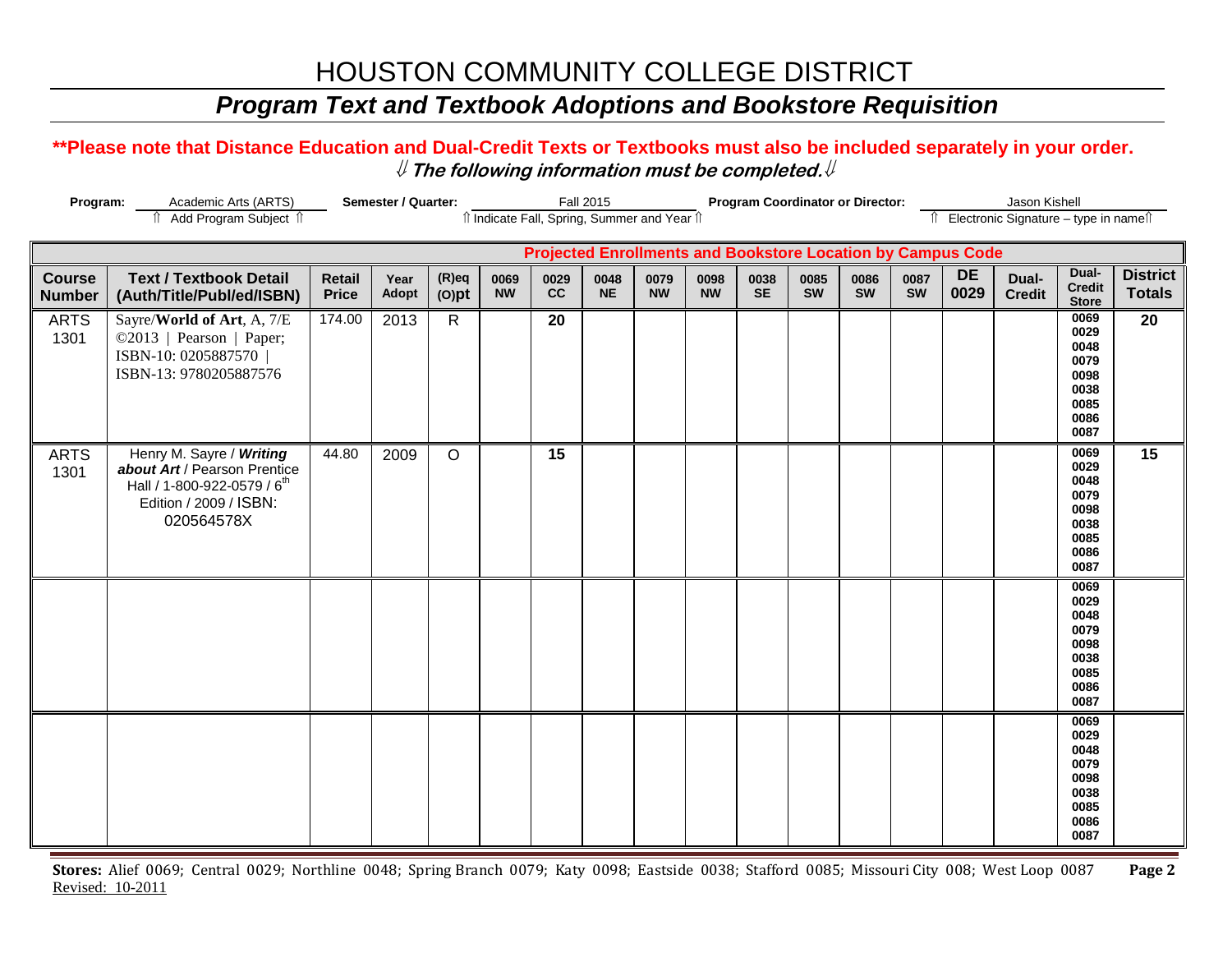# HOUSTON COMMUNITY COLLEGE DISTRICT

## *Program Text and Textbook Adoptions and Bookstore Requisition*

**\*\*Please note that Distance Education and Dual-Credit Texts or Textbooks must also be included separately in your order.**

⇓ ***The following information must be completed.*** ⇓

**Program:** Academic Arts (ARTS) — ⇑ Add Program Subject ⇑

**Semester / Quarter:** Fall 2015 — ⇑ Indicate Fall, Spring, Summer and Year ⇑

**Program Coordinator or Director:** Jason Kishell — ⇑ Electronic Signature – type in name ⇑

| | | | | | Projected Enrollments and Bookstore Location by Campus Code | | | | | | | | | | | | |
|---|---|---|---|---|---|---|---|---|---|---|---|---|---|---|---|---|---|
| **Course Number** | **Text / Textbook Detail (Auth/Title/Publ/ed/ISBN)** | **Retail Price** | **Year Adopt** | **(R)eq (O)pt** | **0069 NW** | **0029 CC** | **0048 NE** | **0079 NW** | **0098 NW** | **0038 SE** | **0085 SW** | **0086 SW** | **0087 SW** | **DE 0029** | **Dual-Credit** | **Dual-Credit Store** | **District Totals** |
| ARTS 1301 | Sayre/**World of Art**, A, 7/E ©2013 \| Pearson \| Paper; ISBN-10: 0205887570 \| ISBN-13: 9780205887576 | 174.00 | 2013 | R | | **20** | | | | | | | | | | 0069 0029 0048 0079 0098 0038 0085 0086 0087 | **20** |
| ARTS 1301 | Henry M. Sayre / ***Writing about Art*** / Pearson Prentice Hall / 1-800-922-0579 / 6th Edition / 2009 / ISBN: 020564578X | 44.80 | 2009 | O | | **15** | | | | | | | | | | 0069 0029 0048 0079 0098 0038 0085 0086 0087 | **15** |
| | | | | | | | | | | | | | | | | 0069 0029 0048 0079 0098 0038 0085 0086 0087 | |
| | | | | | | | | | | | | | | | | 0069 0029 0048 0079 0098 0038 0085 0086 0087 | |

**Stores:** Alief 0069; Central 0029; Northline 0048; Spring Branch 0079; Katy 0098; Eastside 0038; Stafford 0085; Missouri City 008; West Loop 0087

Revised: 10-2011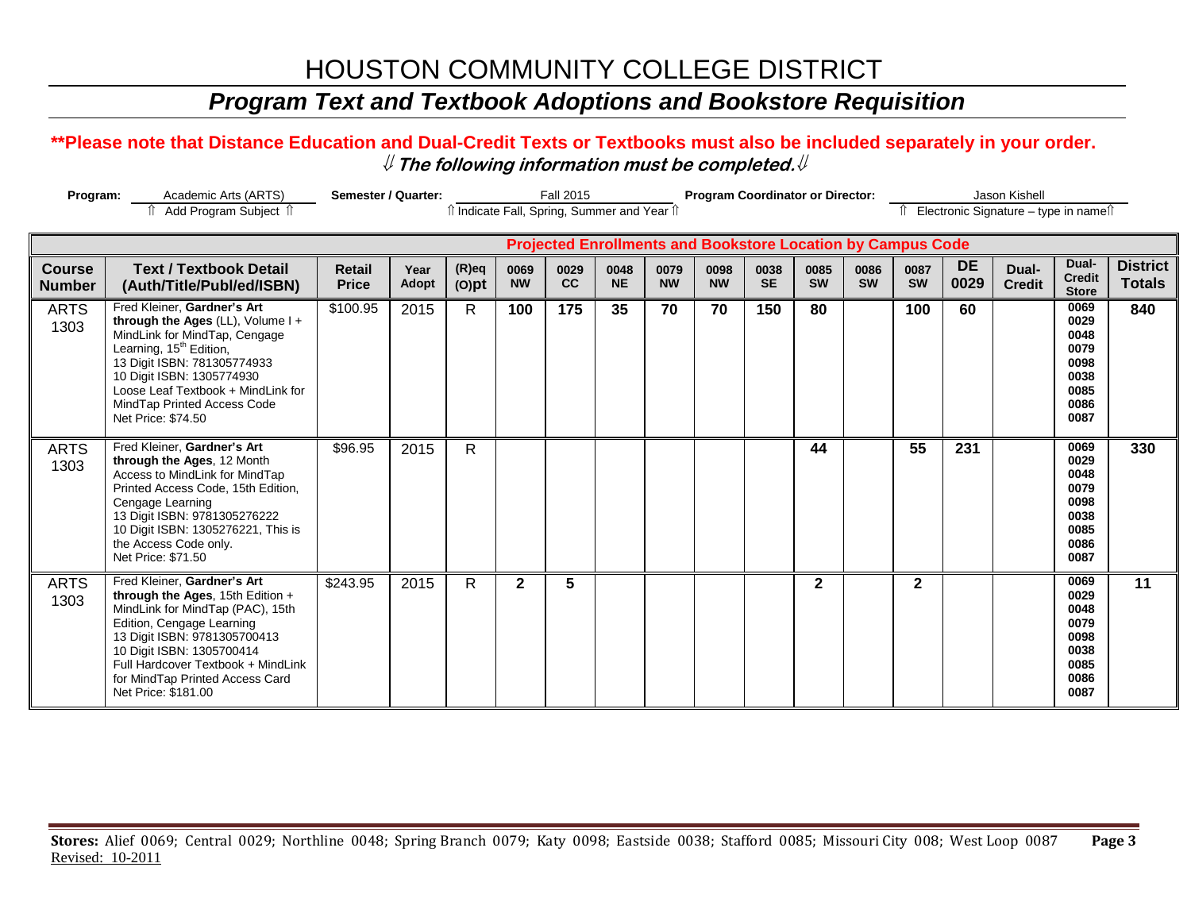# HOUSTON COMMUNITY COLLEGE DISTRICT

## *Program Text and Textbook Adoptions and Bookstore Requisition*

**\*\*Please note that Distance Education and Dual-Credit Texts or Textbooks must also be included separately in your order.**

⇓ ***The following information must be completed.*** ⇓

**Program:** Academic Arts (ARTS) — ⇑ Add Program Subject ⇑ **Semester / Quarter:** Fall 2015 — ⇑ Indicate Fall, Spring, Summer and Year ⇑ **Program Coordinator or Director:** Jason Kishell — ⇑ Electronic Signature – type in name ⇑

| | | | | | **Projected Enrollments and Bookstore Location by Campus Code** | | | | | | | | | | | | |
|---|---|---|---|---|---|---|---|---|---|---|---|---|---|---|---|---|---|
| **Course Number** | **Text / Textbook Detail (Auth/Title/Publ/ed/ISBN)** | **Retail Price** | **Year Adopt** | **(R)eq (O)pt** | **0069 NW** | **0029 CC** | **0048 NE** | **0079 NW** | **0098 NW** | **0038 SE** | **0085 SW** | **0086 SW** | **0087 SW** | **DE 0029** | **Dual-Credit** | **Dual-Credit Store** | **District Totals** |
| ARTS 1303 | Fred Kleiner, **Gardner's Art through the Ages** (LL), Volume I + MindLink for MindTap, Cengage Learning, 15th Edition, 13 Digit ISBN: 781305774933 10 Digit ISBN: 1305774930 Loose Leaf Textbook + MindLink for MindTap Printed Access Code Net Price: $74.50 | $100.95 | 2015 | R | **100** | **175** | **35** | **70** | **70** | **150** | **80** | | **100** | **60** | | 0069 0029 0048 0079 0098 0038 0085 0086 0087 | **840** |
| ARTS 1303 | Fred Kleiner, **Gardner's Art through the Ages**, 12 Month Access to MindLink for MindTap Printed Access Code, 15th Edition, Cengage Learning 13 Digit ISBN: 9781305276222 10 Digit ISBN: 1305276221, This is the Access Code only. Net Price: $71.50 | $96.95 | 2015 | R | | | | | | | **44** | | **55** | **231** | | 0069 0029 0048 0079 0098 0038 0085 0086 0087 | **330** |
| ARTS 1303 | Fred Kleiner, **Gardner's Art through the Ages**, 15th Edition + MindLink for MindTap (PAC), 15th Edition, Cengage Learning 13 Digit ISBN: 9781305700413 10 Digit ISBN: 1305700414 Full Hardcover Textbook + MindLink for MindTap Printed Access Card Net Price: $181.00 | $243.95 | 2015 | R | **2** | **5** | | | | | **2** | | **2** | | | 0069 0029 0048 0079 0098 0038 0085 0086 0087 | **11** |

**Stores:** Alief 0069; Central 0029; Northline 0048; Spring Branch 0079; Katy 0098; Eastside 0038; Stafford 0085; Missouri City 008; West Loop 0087

Revised: 10-2011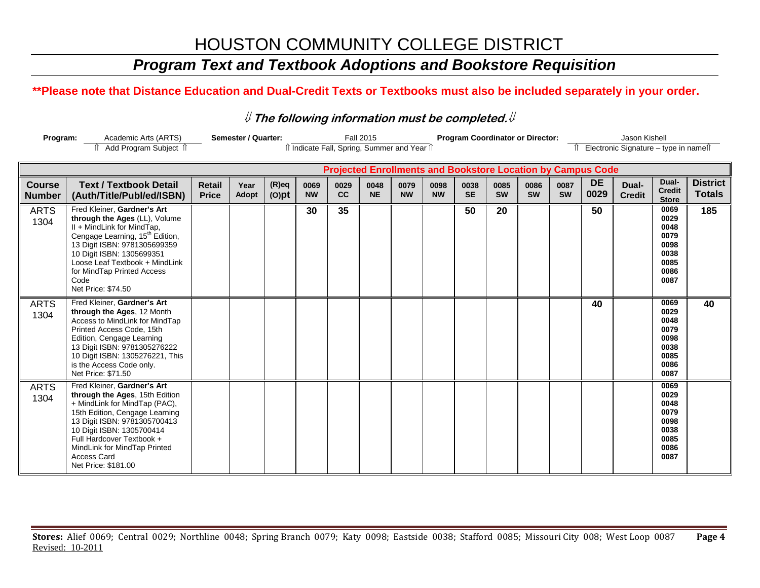# HOUSTON COMMUNITY COLLEGE DISTRICT

## *Program Text and Textbook Adoptions and Bookstore Requisition*

**\*\*Please note that Distance Education and Dual-Credit Texts or Textbooks must also be included separately in your order.**

⇓ ***The following information must be completed.*** ⇓

**Program:** Academic Arts (ARTS) — ⇑ Add Program Subject ⇑ **Semester / Quarter:** Fall 2015 — ⇑ Indicate Fall, Spring, Summer and Year ⇑ **Program Coordinator or Director:** Jason Kishell — ⇑ Electronic Signature – type in name ⇑

| | | | | | Projected Enrollments and Bookstore Location by Campus Code | | | | | | | | | | | | |
|---|---|---|---|---|---|---|---|---|---|---|---|---|---|---|---|---|---|
| **Course Number** | **Text / Textbook Detail (Auth/Title/Publ/ed/ISBN)** | **Retail Price** | **Year Adopt** | **(R)eq (O)pt** | **0069 NW** | **0029 CC** | **0048 NE** | **0079 NW** | **0098 NW** | **0038 SE** | **0085 SW** | **0086 SW** | **0087 SW** | **DE 0029** | **Dual-Credit** | **Dual-Credit Store** | **District Totals** |
| ARTS 1304 | Fred Kleiner, **Gardner's Art through the Ages** (LL), Volume II + MindLink for MindTap, Cengage Learning, 15th Edition, 13 Digit ISBN: 9781305699359 10 Digit ISBN: 1305699351 Loose Leaf Textbook + MindLink for MindTap Printed Access Code Net Price: $74.50 | | | | **30** | **35** | | | | **50** | **20** | | | **50** | | **0069 0029 0048 0079 0098 0038 0085 0086 0087** | **185** |
| ARTS 1304 | Fred Kleiner, **Gardner's Art through the Ages**, 12 Month Access to MindLink for MindTap Printed Access Code, 15th Edition, Cengage Learning 13 Digit ISBN: 9781305276222 10 Digit ISBN: 1305276221, This is the Access Code only. Net Price: $71.50 | | | | | | | | | | | | | **40** | | **0069 0029 0048 0079 0098 0038 0085 0086 0087** | **40** |
| ARTS 1304 | Fred Kleiner, **Gardner's Art through the Ages**, 15th Edition + MindLink for MindTap (PAC), 15th Edition, Cengage Learning 13 Digit ISBN: 9781305700413 10 Digit ISBN: 1305700414 Full Hardcover Textbook + MindLink for MindTap Printed Access Card Net Price: $181.00 | | | | | | | | | | | | | | | **0069 0029 0048 0079 0098 0038 0085 0086 0087** | |

**Stores:** Alief 0069; Central 0029; Northline 0048; Spring Branch 0079; Katy 0098; Eastside 0038; Stafford 0085; Missouri City 008; West Loop 0087

Revised: 10-2011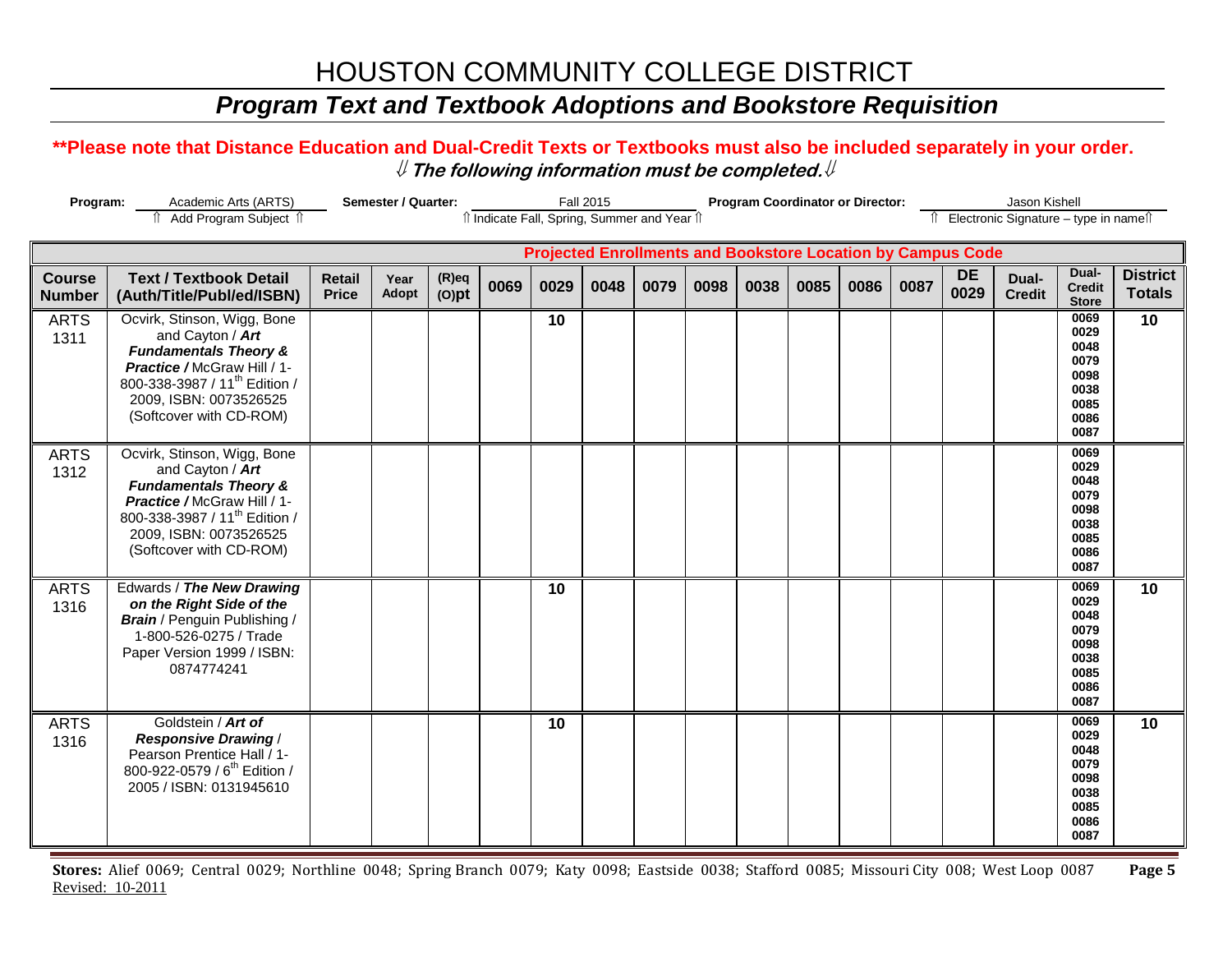# HOUSTON COMMUNITY COLLEGE DISTRICT

## *Program Text and Textbook Adoptions and Bookstore Requisition*

**\*\*Please note that Distance Education and Dual-Credit Texts or Textbooks must also be included separately in your order.**

⇓ ***The following information must be completed.*** ⇓

**Program:** Academic Arts (ARTS) ⇑ Add Program Subject ⇑ **Semester / Quarter:** Fall 2015 ⇑ Indicate Fall, Spring, Summer and Year ⇑ **Program Coordinator or Director:** Jason Kishell ⇑ Electronic Signature – type in name ⇑

| | | | | | Projected Enrollments and Bookstore Location by Campus Code | | | | | | | | | | | | |
|---|---|---|---|---|---|---|---|---|---|---|---|---|---|---|---|---|---|
| **Course Number** | **Text / Textbook Detail (Auth/Title/Publ/ed/ISBN)** | **Retail Price** | **Year Adopt** | **(R)eq (O)pt** | **0069** | **0029** | **0048** | **0079** | **0098** | **0038** | **0085** | **0086** | **0087** | **DE 0029** | **Dual-Credit** | **Dual-Credit Store** | **District Totals** |
| ARTS 1311 | Ocvirk, Stinson, Wigg, Bone and Cayton / ***Art Fundamentals Theory & Practice /*** McGraw Hill / 1-800-338-3987 / 11th Edition / 2009, ISBN: 0073526525 (Softcover with CD-ROM) | | | | | **10** | | | | | | | | | | 0069 0029 0048 0079 0098 0038 0085 0086 0087 | **10** |
| ARTS 1312 | Ocvirk, Stinson, Wigg, Bone and Cayton / ***Art Fundamentals Theory & Practice /*** McGraw Hill / 1-800-338-3987 / 11th Edition / 2009, ISBN: 0073526525 (Softcover with CD-ROM) | | | | | | | | | | | | | | | 0069 0029 0048 0079 0098 0038 0085 0086 0087 | |
| ARTS 1316 | Edwards / ***The New Drawing on the Right Side of the Brain*** / Penguin Publishing / 1-800-526-0275 / Trade Paper Version 1999 / ISBN: 0874774241 | | | | | **10** | | | | | | | | | | 0069 0029 0048 0079 0098 0038 0085 0086 0087 | **10** |
| ARTS 1316 | Goldstein / ***Art of Responsive Drawing*** / Pearson Prentice Hall / 1-800-922-0579 / 6th Edition / 2005 / ISBN: 0131945610 | | | | | **10** | | | | | | | | | | 0069 0029 0048 0079 0098 0038 0085 0086 0087 | **10** |

**Stores:** Alief 0069; Central 0029; Northline 0048; Spring Branch 0079; Katy 0098; Eastside 0038; Stafford 0085; Missouri City 008; West Loop 0087

Revised: 10-2011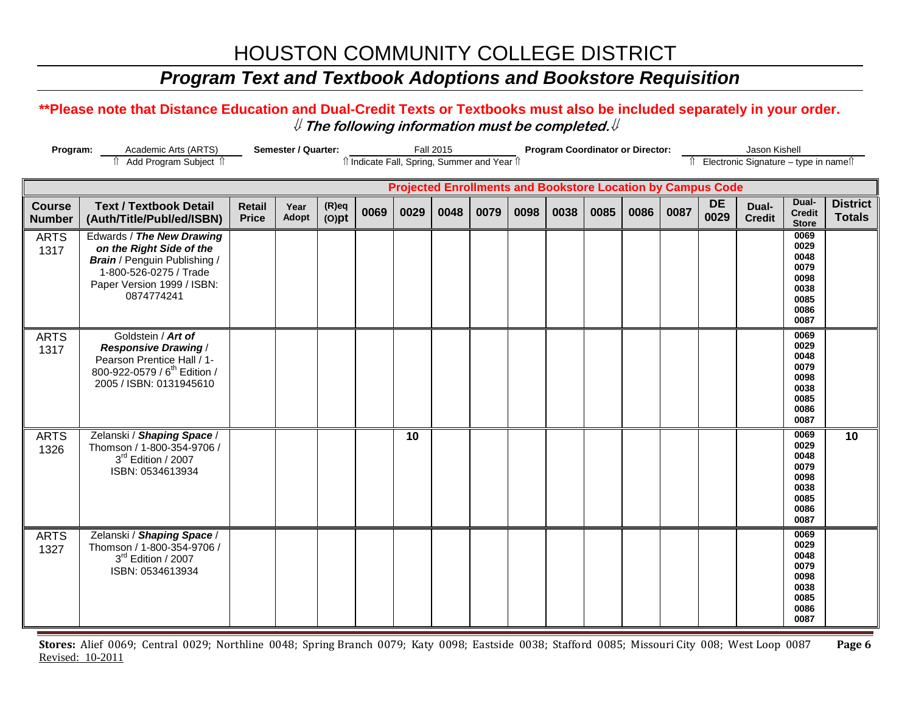# HOUSTON COMMUNITY COLLEGE DISTRICT

## *Program Text and Textbook Adoptions and Bookstore Requisition*

**\*\*Please note that Distance Education and Dual-Credit Texts or Textbooks must also be included separately in your order.**

⇓ ***The following information must be completed.*** ⇓

**Program:** Academic Arts (ARTS) — ⇑ Add Program Subject ⇑
**Semester / Quarter:** Fall 2015 — ⇑ Indicate Fall, Spring, Summer and Year ⇑
**Program Coordinator or Director:** Jason Kishell — ⇑ Electronic Signature – type in name ⇑

| | | | | | Projected Enrollments and Bookstore Location by Campus Code | | | | | | | | | | | | |
|---|---|---|---|---|---|---|---|---|---|---|---|---|---|---|---|---|---|
| **Course Number** | **Text / Textbook Detail (Auth/Title/Publ/ed/ISBN)** | **Retail Price** | **Year Adopt** | **(R)eq (O)pt** | **0069** | **0029** | **0048** | **0079** | **0098** | **0038** | **0085** | **0086** | **0087** | **DE 0029** | **Dual-Credit** | **Dual-Credit Store** | **District Totals** |
| ARTS 1317 | Edwards / ***The New Drawing on the Right Side of the Brain*** / Penguin Publishing / 1-800-526-0275 / Trade Paper Version 1999 / ISBN: 0874774241 | | | | | | | | | | | | | | | 0069 0029 0048 0079 0098 0038 0085 0086 0087 | |
| ARTS 1317 | Goldstein / ***Art of Responsive Drawing*** / Pearson Prentice Hall / 1-800-922-0579 / 6th Edition / 2005 / ISBN: 0131945610 | | | | | | | | | | | | | | | 0069 0029 0048 0079 0098 0038 0085 0086 0087 | |
| ARTS 1326 | Zelanski / ***Shaping Space*** / Thomson / 1-800-354-9706 / 3rd Edition / 2007 ISBN: 0534613934 | | | | | 10 | | | | | | | | | | 0069 0029 0048 0079 0098 0038 0085 0086 0087 | 10 |
| ARTS 1327 | Zelanski / ***Shaping Space*** / Thomson / 1-800-354-9706 / 3rd Edition / 2007 ISBN: 0534613934 | | | | | | | | | | | | | | | 0069 0029 0048 0079 0098 0038 0085 0086 0087 | |

**Stores:** Alief 0069; Central 0029; Northline 0048; Spring Branch 0079; Katy 0098; Eastside 0038; Stafford 0085; Missouri City 008; West Loop 0087

Revised: 10-2011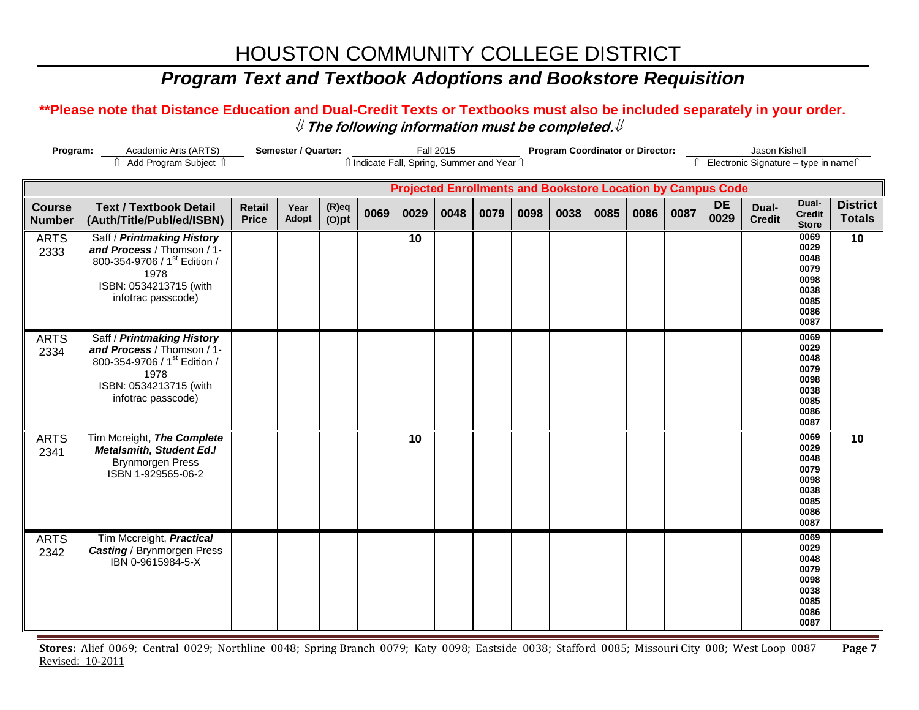# HOUSTON COMMUNITY COLLEGE DISTRICT

## *Program Text and Textbook Adoptions and Bookstore Requisition*

**\*\*Please note that Distance Education and Dual-Credit Texts or Textbooks must also be included separately in your order.**

⇓ ***The following information must be completed.*** ⇓

**Program:** Academic Arts (ARTS) ⇑ Add Program Subject ⇑ **Semester / Quarter:** Fall 2015 ⇑ Indicate Fall, Spring, Summer and Year ⇑ **Program Coordinator or Director:** Jason Kishell ⇑ Electronic Signature – type in name ⇑

| | | | | | Projected Enrollments and Bookstore Location by Campus Code | | | | | | | | | | | | |
|---|---|---|---|---|---|---|---|---|---|---|---|---|---|---|---|---|---|
| **Course Number** | **Text / Textbook Detail (Auth/Title/Publ/ed/ISBN)** | **Retail Price** | **Year Adopt** | **(R)eq (O)pt** | **0069** | **0029** | **0048** | **0079** | **0098** | **0038** | **0085** | **0086** | **0087** | **DE 0029** | **Dual-Credit** | **Dual-Credit Store** | **District Totals** |
| ARTS 2333 | Saff / ***Printmaking History and Process*** / Thomson / 1-800-354-9706 / 1st Edition / 1978 ISBN: 0534213715 (with infotrac passcode) | | | | | 10 | | | | | | | | | | 0069 0029 0048 0079 0098 0038 0085 0086 0087 | 10 |
| ARTS 2334 | Saff / ***Printmaking History and Process*** / Thomson / 1-800-354-9706 / 1st Edition / 1978 ISBN: 0534213715 (with infotrac passcode) | | | | | | | | | | | | | | | 0069 0029 0048 0079 0098 0038 0085 0086 0087 | |
| ARTS 2341 | Tim Mcreight, ***The Complete Metalsmith, Student Ed./*** Brynmorgen Press ISBN 1-929565-06-2 | | | | | 10 | | | | | | | | | | 0069 0029 0048 0079 0098 0038 0085 0086 0087 | 10 |
| ARTS 2342 | Tim Mccreight, ***Practical Casting*** / Brynmorgen Press IBN 0-9615984-5-X | | | | | | | | | | | | | | | 0069 0029 0048 0079 0098 0038 0085 0086 0087 | |

**Stores:** Alief 0069; Central 0029; Northline 0048; Spring Branch 0079; Katy 0098; Eastside 0038; Stafford 0085; Missouri City 008; West Loop 0087

Revised: 10-2011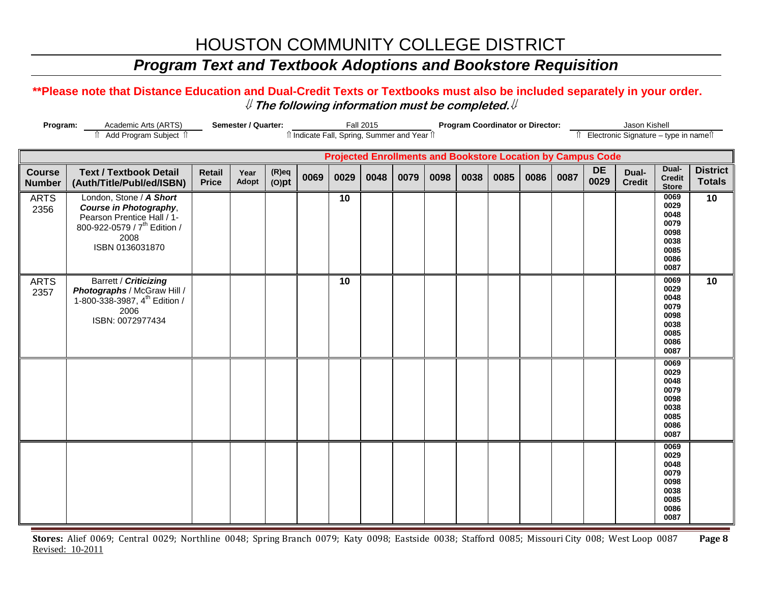# HOUSTON COMMUNITY COLLEGE DISTRICT

## *Program Text and Textbook Adoptions and Bookstore Requisition*

**\*\*Please note that Distance Education and Dual-Credit Texts or Textbooks must also be included separately in your order.**

⇓ ***The following information must be completed.*** ⇓

**Program:** Academic Arts (ARTS) — ⇑ Add Program Subject ⇑

**Semester / Quarter:** Fall 2015 — ⇑ Indicate Fall, Spring, Summer and Year ⇑

**Program Coordinator or Director:** Jason Kishell — ⇑ Electronic Signature – type in name ⇑

| | | | | | Projected Enrollments and Bookstore Location by Campus Code | | | | | | | | | | | | | |
|---|---|---|---|---|---|---|---|---|---|---|---|---|---|---|---|---|---|---|
| **Course Number** | **Text / Textbook Detail (Auth/Title/Publ/ed/ISBN)** | **Retail Price** | **Year Adopt** | **(R)eq (O)pt** | **0069** | **0029** | **0048** | **0079** | **0098** | **0038** | **0085** | **0086** | **0087** | **DE 0029** | **Dual-Credit** | **Dual-Credit Store** | **District Totals** |
| ARTS 2356 | London, Stone / ***A Short Course in Photography***, Pearson Prentice Hall / 1-800-922-0579 / 7th Edition / 2008 ISBN 0136031870 | | | | | 10 | | | | | | | | | | 0069 0029 0048 0079 0098 0038 0085 0086 0087 | 10 |
| ARTS 2357 | Barrett / ***Criticizing Photographs*** / McGraw Hill / 1-800-338-3987, 4th Edition / 2006 ISBN: 0072977434 | | | | | 10 | | | | | | | | | | 0069 0029 0048 0079 0098 0038 0085 0086 0087 | 10 |
| | | | | | | | | | | | | | | | | 0069 0029 0048 0079 0098 0038 0085 0086 0087 | |
| | | | | | | | | | | | | | | | | 0069 0029 0048 0079 0098 0038 0085 0086 0087 | |

**Stores:** Alief 0069; Central 0029; Northline 0048; Spring Branch 0079; Katy 0098; Eastside 0038; Stafford 0085; Missouri City 008; West Loop 0087

Revised: 10-2011